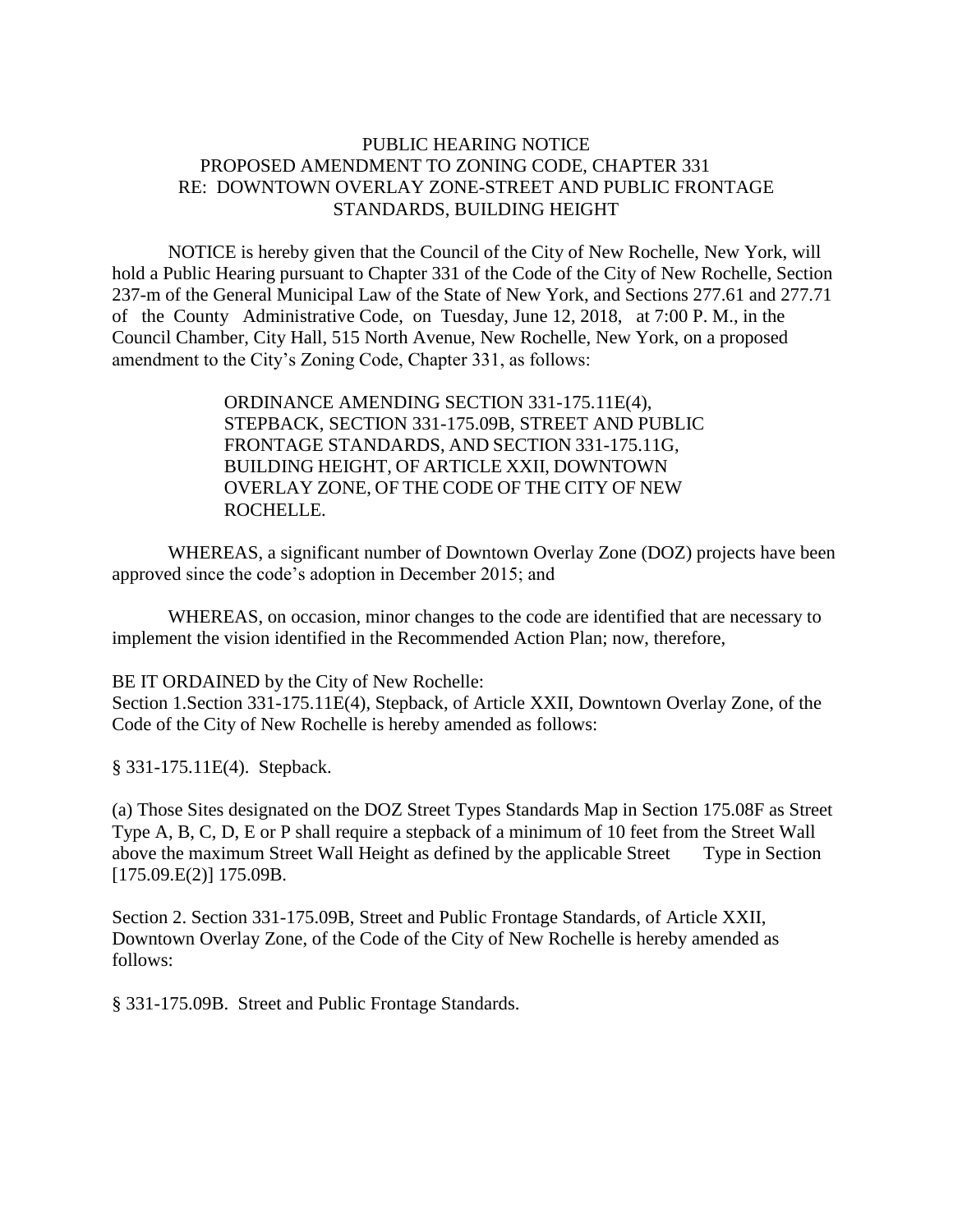# PUBLIC HEARING NOTICE
## PROPOSED AMENDMENT TO ZONING CODE, CHAPTER 331
## RE: DOWNTOWN OVERLAY ZONE-STREET AND PUBLIC FRONTAGE STANDARDS, BUILDING HEIGHT

NOTICE is hereby given that the Council of the City of New Rochelle, New York, will hold a Public Hearing pursuant to Chapter 331 of the Code of the City of New Rochelle, Section 237-m of the General Municipal Law of the State of New York, and Sections 277.61 and 277.71 of the County Administrative Code, on Tuesday, June 12, 2018, at 7:00 P. M., in the Council Chamber, City Hall, 515 North Avenue, New Rochelle, New York, on a proposed amendment to the City's Zoning Code, Chapter 331, as follows:

> ORDINANCE AMENDING SECTION 331-175.11E(4), STEPBACK, SECTION 331-175.09B, STREET AND PUBLIC FRONTAGE STANDARDS, AND SECTION 331-175.11G, BUILDING HEIGHT, OF ARTICLE XXII, DOWNTOWN OVERLAY ZONE, OF THE CODE OF THE CITY OF NEW ROCHELLE.

WHEREAS, a significant number of Downtown Overlay Zone (DOZ) projects have been approved since the code's adoption in December 2015; and

WHEREAS, on occasion, minor changes to the code are identified that are necessary to implement the vision identified in the Recommended Action Plan; now, therefore,

BE IT ORDAINED by the City of New Rochelle:
Section 1.Section 331-175.11E(4), Stepback, of Article XXII, Downtown Overlay Zone, of the Code of the City of New Rochelle is hereby amended as follows:

§ 331-175.11E(4). Stepback.

(a) Those Sites designated on the DOZ Street Types Standards Map in Section 175.08F as Street Type A, B, C, D, E or P shall require a stepback of a minimum of 10 feet from the Street Wall above the maximum Street Wall Height as defined by the applicable Street Type in Section [175.09.E(2)] 175.09B.

Section 2. Section 331-175.09B, Street and Public Frontage Standards, of Article XXII, Downtown Overlay Zone, of the Code of the City of New Rochelle is hereby amended as follows:

§ 331-175.09B. Street and Public Frontage Standards.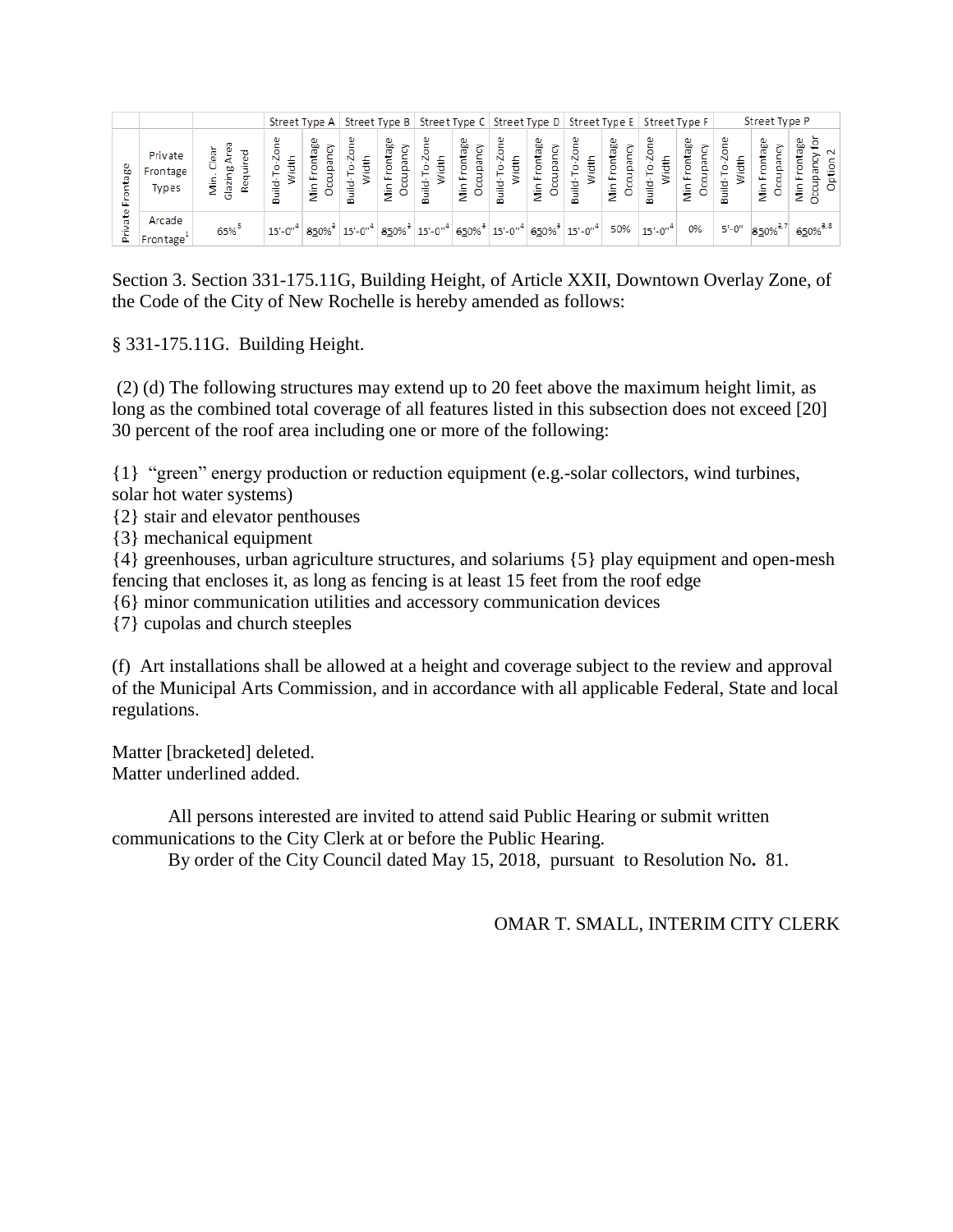| | | | Street Type A | | Street Type B | | Street Type C | | Street Type D | | Street Type E | | Street Type F | | Street Type P | | |
|---|---|---|---|---|---|---|---|---|---|---|---|---|---|---|---|---|---|
| | Private Frontage Types | Min. Clear Glazing Area Required | Build-To-Zone Width | Min Frontage Occupancy | Build-To-Zone Width | Min Frontage Occupancy | Build-To-Zone Width | Min Frontage Occupancy | Build-To-Zone Width | Min Frontage Occupancy | Build-To-Zone Width | Min Frontage Occupancy | Build-To-Zone Width | Min Frontage Occupancy | Build-To-Zone Width | Min Frontage Occupancy | Min Frontage Occupancy for Option 2 |
| Private Frontage | Arcade Frontage[1] | 65%[5] | 15'-0"[4] | 850%[3] | 15'-0"[4] | 850%[3] | 15'-0"[4] | 650%[3] | 15'-0"[4] | 650%[3] | 15'-0"[4] | 50% | 15'-0"[4] | 0% | 5'-0" | 850%[3,7] | 650%[3,8] |

Section 3. Section 331-175.11G, Building Height, of Article XXII, Downtown Overlay Zone, of the Code of the City of New Rochelle is hereby amended as follows:

§ 331-175.11G. Building Height.

(2) (d) The following structures may extend up to 20 feet above the maximum height limit, as long as the combined total coverage of all features listed in this subsection does not exceed [20] 30 percent of the roof area including one or more of the following:

{1} "green" energy production or reduction equipment (e.g.-solar collectors, wind turbines, solar hot water systems)
{2} stair and elevator penthouses
{3} mechanical equipment
{4} greenhouses, urban agriculture structures, and solariums {5} play equipment and open-mesh fencing that encloses it, as long as fencing is at least 15 feet from the roof edge
{6} minor communication utilities and accessory communication devices
{7} cupolas and church steeples

(f) Art installations shall be allowed at a height and coverage subject to the review and approval of the Municipal Arts Commission, and in accordance with all applicable Federal, State and local regulations.

Matter [bracketed] deleted.
Matter underlined added.

All persons interested are invited to attend said Public Hearing or submit written communications to the City Clerk at or before the Public Hearing.
By order of the City Council dated May 15, 2018, pursuant to Resolution No**.** 81.

OMAR T. SMALL, INTERIM CITY CLERK